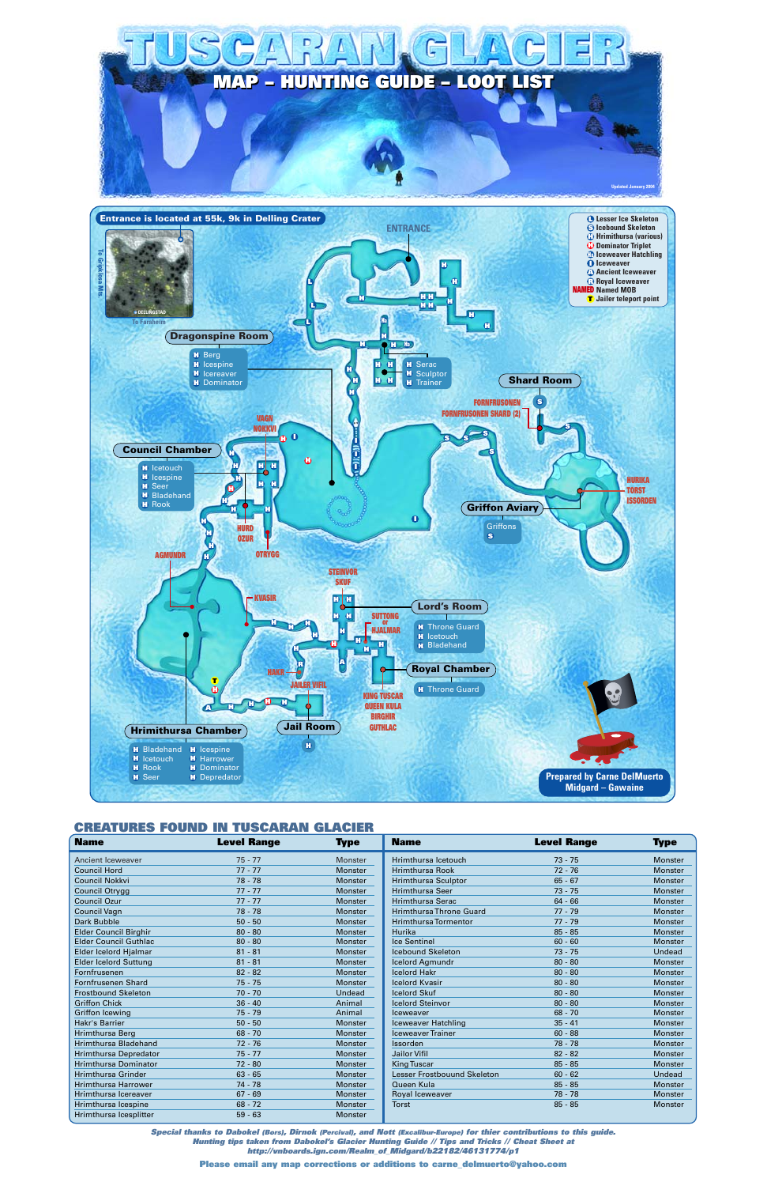# TUSCARAN GLACIER

## MAP – HUNTING GUIDE – LOOT LIST

Updated January 2004

**Entrance is located at 55k, 9k in Delling Crater**

To Gripklosa Mts.

DELLINGSTAD

To Fararheim

ENTRANCE

**Legend:**
- L Lesser Ice Skeleton
- S Icebound Skeleton
- H Hrimithursa (various)
- H Dominator Triplet
- H Iceweaver Hatchling
- I Iceweaver
- A Ancient Iceweaver
- R Royal Iceweaver
- NAMED Named MOB
- T Jailer teleport point

**Dragonspine Room**
- H Berg
- H Icespine
- H Icereaver
- H Dominator

H Serac
H Sculptor
H Trainer

**Shard Room**

FORNFRUSENEN
FORNFRUSENEN SHARD (2)

VAGN
NOKKVI

**Council Chamber**
- H Icetouch
- H Icespine
- H Seer
- H Bladehand
- H Rook

HURD
OZUR

OTRYGG

HURIKA
TORST
ISSORDEN

**Griffon Aviary**
- Griffons
- S

AGMUNDR

KVASIR

STEINVOR
SKUF

**Lord's Room**
- H Throne Guard
- H Icetouch
- H Bladehand

SUTTONG or HJALMAR

**Royal Chamber**
- H Throne Guard

HAKR

JAILER VIFIL

KING TUSCAR
QUEEN KULA
BIRGHIR
GUTHLAC

**Jail Room**

**Hrimithursa Chamber**
- H Bladehand
- H Icetouch
- H Rook
- H Seer
- H Icespine
- H Harrower
- H Dominator
- H Depredator

**Prepared by Carne DelMuerto**
**Midgard – Gawaine**

## CREATURES FOUND IN TUSCARAN GLACIER

| Name | Level Range | Type |
|---|---|---|
| Ancient Iceweaver | 75 - 77 | Monster |
| Council Hord | 77 - 77 | Monster |
| Council Nokkvi | 78 - 78 | Monster |
| Council Otrygg | 77 - 77 | Monster |
| Council Ozur | 77 - 77 | Monster |
| Council Vagn | 78 - 78 | Monster |
| Dark Bubble | 50 - 50 | Monster |
| Elder Council Birghir | 80 - 80 | Monster |
| Elder Council Guthlac | 80 - 80 | Monster |
| Elder Icelord Hjalmar | 81 - 81 | Monster |
| Elder Icelord Suttung | 81 - 81 | Monster |
| Fornfrusenen | 82 - 82 | Monster |
| Fornfrusenen Shard | 75 - 75 | Monster |
| Frostbound Skeleton | 70 - 70 | Undead |
| Griffon Chick | 36 - 40 | Animal |
| Griffon Icewing | 75 - 79 | Animal |
| Hakr's Barrier | 50 - 50 | Monster |
| Hrimthursa Berg | 68 - 70 | Monster |
| Hrimthursa Bladehand | 72 - 76 | Monster |
| Hrimthursa Depredator | 75 - 77 | Monster |
| Hrimthursa Dominator | 72 - 80 | Monster |
| Hrimthursa Grinder | 63 - 65 | Monster |
| Hrimthursa Harrower | 74 - 78 | Monster |
| Hrimthursa Icereaver | 67 - 69 | Monster |
| Hrimthursa Icespine | 68 - 72 | Monster |
| Hrimthursa Icesplitter | 59 - 63 | Monster |
| Hrimthursa Icetouch | 73 - 75 | Monster |
| Hrimthursa Rook | 72 - 76 | Monster |
| Hrimthursa Sculptor | 65 - 67 | Monster |
| Hrimthursa Seer | 73 - 75 | Monster |
| Hrimthursa Serac | 64 - 66 | Monster |
| Hrimthursa Throne Guard | 77 - 79 | Monster |
| Hrimthursa Tormentor | 77 - 79 | Monster |
| Hurika | 85 - 85 | Monster |
| Ice Sentinel | 60 - 60 | Monster |
| Icebound Skeleton | 73 - 75 | Undead |
| Icelord Agmundr | 80 - 80 | Monster |
| Icelord Hakr | 80 - 80 | Monster |
| Icelord Kvasir | 80 - 80 | Monster |
| Icelord Skuf | 80 - 80 | Monster |
| Icelord Steinvor | 80 - 80 | Monster |
| Iceweaver | 68 - 70 | Monster |
| Iceweaver Hatchling | 35 - 41 | Monster |
| Iceweaver Trainer | 60 - 88 | Monster |
| Issorden | 78 - 78 | Monster |
| Jailor Vifil | 82 - 82 | Monster |
| King Tuscar | 85 - 85 | Monster |
| Lesser Frostbouund Skeleton | 60 - 62 | Undead |
| Queen Kula | 85 - 85 | Monster |
| Royal Iceweaver | 78 - 78 | Monster |
| Torst | 85 - 85 | Monster |

*Special thanks to Dabokel (Bors), Dirnok (Percival), and Nott (Excalibur-Europe) for thier contributions to this guide.*
*Hunting tips taken from Dabokel's Glacier Hunting Guide // Tips and Tricks // Cheat Sheet at*
*http://vnboards.ign.com/Realm_of_Midgard/b22182/46131774/p1*

Please email any map corrections or additions to carne_delmuerto@yahoo.com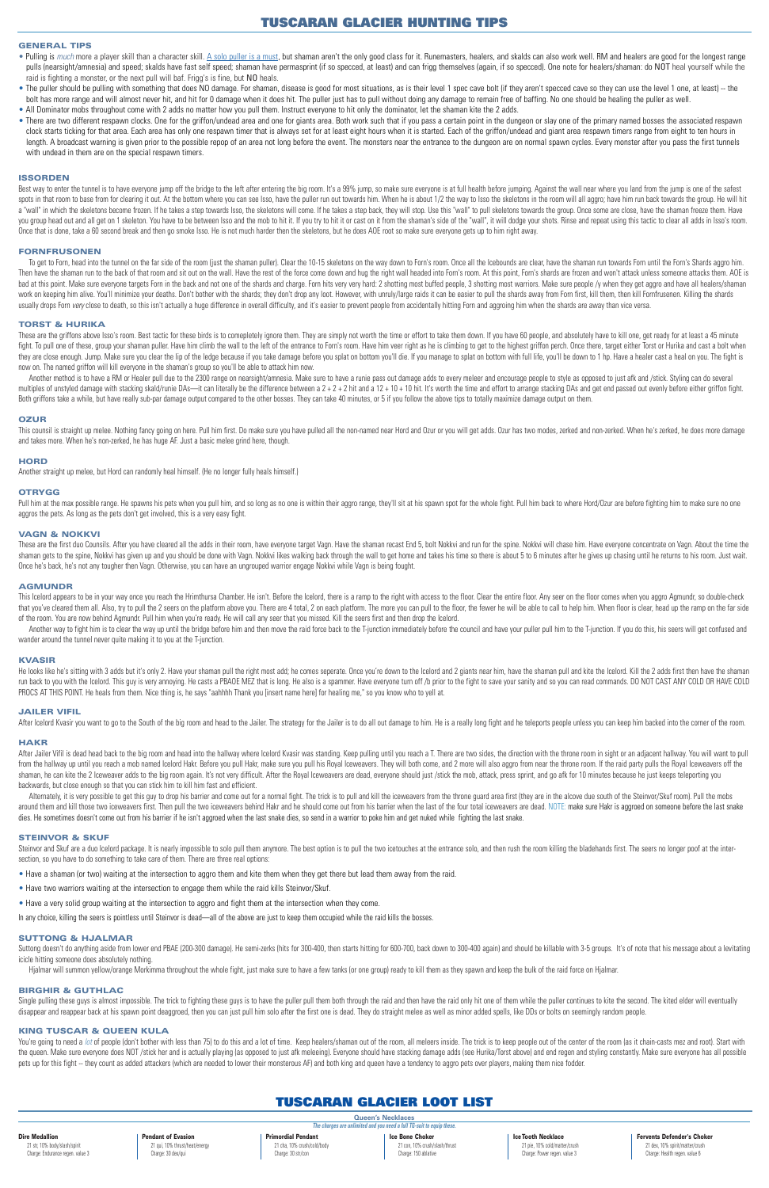# TUSCARAN GLACIER HUNTING TIPS

## GENERAL TIPS

- Pulling is *much* more a player skill than a character skill. A solo puller is a must, but shaman aren't the only good class for it. Runemasters, healers, and skalds can also work well. RM and healers are good for the longest range pulls (nearsight/amnesia) and speed; skalds have fast self speed; shaman have permasprint (if so specced, at least) and can frigg themselves (again, if so specced). One note for healers/shaman: do NOT heal yourself while the raid is fighting a monster, or the next pull will baf. Frigg's is fine, but NO heals.
- The puller should be pulling with something that does NO damage. For shaman, disease is good for most situations, as is their level 1 spec cave bolt (if they aren't specced cave so they can use the level 1 one, at least) -- the bolt has more range and will almost never hit, and hit for 0 damage when it does hit. The puller just has to pull without doing any damage to remain free of baffing. No one should be healing the puller as well.
- All Dominator mobs throughout come with 2 adds no matter how you pull them. Instruct everyone to hit only the dominator, let the shaman kite the 2 adds.
- There are two different respawn clocks. One for the griffon/undead area and one for giants area. Both work such that if you pass a certain point in the dungeon or slay one of the primary named bosses the associated respawn clock starts ticking for that area. Each area has only one respawn timer that is always set for at least eight hours when it is started. Each of the griffon/undead and giant area respawn timers range from eight to ten hours in length. A broadcast warning is given prior to the possible repop of an area not long before the event. The monsters near the entrance to the dungeon are on normal spawn cycles. Every monster after you pass the first tunnels with undead in them are on the special respawn timers.

## ISSORDEN

Best way to enter the tunnel is to have everyone jump off the bridge to the left after entering the big room. It's a 99% jump, so make sure everyone is at full health before jumping. Against the wall near where you land from the jump is one of the safest spots in that room to base from for clearing it out. At the bottom where you can see Isso, have the puller run out towards him. When he is about 1/2 the way to Isso the skeletons in the room will all aggro; have him run back towards the group. He will hit a "wall" in which the skeletons become frozen. If he takes a step towards Isso, the skeletons will come. If he takes a step back, they will stop. Use this "wall" to pull skeletons towards the group. Once some are close, have the shaman freeze them. Have you group head out and all get on 1 skeleton. You have to be between Isso and the mob to hit it. If you try to hit it or cast on it from the shaman's side of the "wall", it will dodge your shots. Rinse and repeat using this tactic to clear all adds in Isso's room. Once that is done, take a 60 second break and then go smoke Isso. He is not much harder then the skeletons, but he does AOE root so make sure everyone gets up to him right away.

## FORNFRUSENEN

To get to Forn, head into the tunnel on the far side of the room (just the shaman puller). Clear the 10-15 skeletons on the way down to Forn's room. Once all the Icebounds are clear, have the shaman run towards Forn until the Forn's Shards aggro him. Then have the shaman run to the back of that room and sit out on the wall. Have the rest of the force come down and hug the right wall headed into Forn's room. At this point, Forn's shards are frozen and won't attack unless someone attacks them. AOE is bad at this point. Make sure everyone targets Forn in the back and not one of the shards and charge. Forn hits very very hard: 2 shotting most buffed people, 3 shotting most warriors. Make sure people /y when they get aggro and have all healers/shaman work on keeping him alive. Don't bother with the shards; they don't drop any loot. However, with unruly/large raids it can be easier to pull the shards away from Forn first, kill them, then kill Fornfrusenen. Killing the shards usually drops Forn *very* close to death, so this isn't actually a huge difference in overall difficulty, and it's easier to prevent people from accidentally hitting Forn and aggroing him when the shards are away than vice versa.

## TORST & HURIKA

These are the griffons above Isso's room. Best tactic for these birds is to comepletely ignore them. They are simply not worth the time or effort to take them down. If you have 60 people, and absolutely have to kill one, get ready for at least a 45 minute fight. To pull one of these, group your shaman puller. Have him climb the wall to the left of the entrance to Forn's room. Have him veer right as he is climbing to get to the highest griffon perch. Once there, target either Torst or Hurika and cast a bolt when they are close enough. Jump. Make sure you clear the lip of the ledge because if you take damage before you splat on bottom you'll die. If you manage to splat on bottom with full life, you'll be down to 1 hp. Have a healer cast a heal on you. The fight is now on. The named griffon will kill everyone in the shaman's group so you'll be able to attack him now.

Another method is to have a RM or Healer pull due to the 2300 range on nearsight/amnesia. Make sure to have a runie pass out damage adds to every meleer and encourage people to style as opposed to just afk and /stick. Styling can do several multiples of unstyled damage with stacking skald/runie DAs—it can literally be the difference between a 2 + 2 + 2 hit and a 12 + 10 + 10 hit. It's worth the time and effort to arrange stacking DAs and get end passed out evenly before either griffon fight. Both griffons take a while, but have really sub-par damage output compared to the other bosses. They can take 40 minutes, or 5 if you follow the above tips to totally maximize damage output on them.

## OZUR

This counsil is straight up melee. Nothing fancy going on here. Pull him first. Do make sure you have pulled all the non-named near Hord and Ozur or you will get adds. Ozur has two modes, zerked and non-zerked. When he's zerked, he does more damage and takes more. When he's non-zerked, he has huge AF. Just a basic melee grind here, though.

## HORD

Another straight up melee, but Hord can randomly heal himself. (He no longer fully heals himself.)

## OTRYGG

Pull him at the max possible range. He spawns his pets when you pull him, and so long as no one is within their aggro range, they'll sit at his spawn spot for the whole fight. Pull him back to where Hord/Ozur are before fighting him to make sure no one aggros the pets. As long as the pets don't get involved, this is a very easy fight.

## VAGN & NOKKVI

These are the first duo Counsils. After you have cleared all the adds in their room, have everyone target Vagn. Have the shaman recast End 5, bolt Nokkvi and run for the spine. Nokkvi will chase him. Have everyone concentrate on Vagn. About the time the shaman gets to the spine, Nokkvi has given up and you should be done with Vagn. Nokkvi likes walking back through the wall to get home and takes his time so there is about 5 to 6 minutes after he gives up chasing until he returns to his room. Just wait. Once he's back, he's not any tougher then Vagn. Otherwise, you can have an ungrouped warrior engage Nokkvi while Vagn is being fought.

## AGMUNDR

This Icelord appears to be in your way once you reach the Hrimthursa Chamber. He isn't. Before the Icelord, there is a ramp to the right with access to the floor. Clear the entire floor. Any seer on the floor comes when you aggro Agmundr, so double-check that you've cleared them all. Also, try to pull the 2 seers on the platform above you. There are 4 total, 2 on each platform. The more you can pull to the floor, the fewer he will be able to call to help him. When floor is clear, head up the ramp on the far side of the room. You are now behind Agmundr. Pull him when you're ready. He will call any seer that you missed. Kill the seers first and then drop the Icelord.

Another way to fight him is to clear the way up until the bridge before him and then move the raid force back to the T-junction immediately before the council and have your puller pull him to the T-junction. If you do this, his seers will get confused and wander around the tunnel never quite making it to you at the T-junction.

## KVASIR

He looks like he's sitting with 3 adds but it's only 2. Have your shaman pull the right most add; he comes seperate. Once you're down to the Icelord and 2 giants near him, have the shaman pull and kite the Icelord. Kill the 2 adds first then have the shaman run back to you with the Icelord. This guy is very annoying. He casts a PBAOE MEZ that is long. He also is a spammer. Have everyone turn off /b prior to the fight to save your sanity and so you can read commands. DO NOT CAST ANY COLD OR HAVE COLD PROCS AT THIS POINT. He heals from them. Nice thing is, he says "aahhhh Thank you [insert name here] for healing me," so you know who to yell at.

## JAILER VIFIL

After Icelord Kvasir you want to go to the South of the big room and head to the Jailer. The strategy for the Jailer is to do all out damage to him. He is a really long fight and he teleports people unless you can keep him backed into the corner of the room.

## HAKR

After Jailer Vifil is dead head back to the big room and head into the hallway where Icelord Kvasir was standing. Keep pulling until you reach a T. There are two sides, the direction with the throne room in sight or an adjacent hallway. You will want to pull from the hallway up until you reach a mob named Icelord Hakr. Before you pull Hakr, make sure you pull his Royal Iceweavers. They will both come, and 2 more will also aggro from near the throne room. If the raid party pulls the Royal Iceweavers off the shaman, he can kite the 2 Iceweaver adds to the big room again. It's not very difficult. After the Royal Iceweavers are dead, everyone should just /stick the mob, attack, press sprint, and go afk for 10 minutes because he just keeps teleporting you backwards, but close enough so that you can stick him to kill him fast and efficient.

Alternately, it is very possible to get this guy to drop his barrier and come out for a normal fight. The trick is to pull and kill the iceweavers from the throne guard area first (they are in the alcove due south of the Steinvor/Skuf room). Pull the mobs around them and kill those two iceweavers first. Then pull the two iceweavers behind Hakr and he should come out from his barrier when the last of the four total iceweavers are dead. NOTE: make sure Hakr is aggroed on someone before the last snake dies. He sometimes doesn't come out from his barrier if he isn't aggroed when the last snake dies, so send in a warrior to poke him and get nuked while fighting the last snake.

## STEINVOR & SKUF

Steinvor and Skuf are a duo Icelord package. It is nearly impossible to solo pull them anymore. The best option is to pull the two icetouches at the entrance solo, and then rush the room killing the bladehands first. The seers no longer poof at the intersection, so you have to do something to take care of them. There are three real options:

- Have a shaman (or two) waiting at the intersection to aggro them and kite them when they get there but lead them away from the raid.
- Have two warriors waiting at the intersection to engage them while the raid kills Steinvor/Skuf.
- Have a very solid group waiting at the intersection to aggro and fight them at the intersection when they come.

In any choice, killing the seers is pointless until Steinvor is dead—all of the above are just to keep them occupied while the raid kills the bosses.

## SUTTONG & HJALMAR

Suttong doesn't do anything aside from lower end PBAE (200-300 damage). He semi-zerks (hits for 300-400, then starts hitting for 600-700, back down to 300-400 again) and should be killable with 3-5 groups. It's of note that his message about a levitating icicle hitting someone does absolutely nothing.

Hjalmar will summon yellow/orange Morkimma throughout the whole fight, just make sure to have a few tanks (or one group) ready to kill them as they spawn and keep the bulk of the raid force on Hjalmar.

## BIRGHIR & GUTHLAC

Single pulling these guys is almost impossible. The trick to fighting these guys is to have the puller pull them both through the raid and then have the raid only hit one of them while the puller continues to kite the second. The kited elder will eventually disappear and reappear back at his spawn point deaggroed, then you can just pull him solo after the first one is dead. They do straight melee as well as minor added spells, like DDs or bolts on seemingly random people.

## KING TUSCAR & QUEEN KULA

You're going to need a *lot* of people (don't bother with less than 75) to do this and a lot of time. Keep healers/shaman out of the room, all meleers inside. The trick is to keep people out of the center of the room (as it chain-casts mez and root). Start with the queen. Make sure everyone does NOT /stick her and is actually playing (as opposed to just afk meleeing). Everyone should have stacking damage adds (see Hurika/Torst above) and end regen and styling constantly. Make sure everyone has all possible pets up for this fight -- they count as added attackers (which are needed to lower their monsterous AF) and both king and queen have a tendency to aggro pets over players, making them nice fodder.

# TUSCARAN GLACIER LOOT LIST

## Queen's Necklaces

*The charges are unlimited and you need a full TG-suit to equip these.*

| Dire Medallion | Pendant of Evasion | Primordial Pendant | Ice Bone Choker | Ice Tooth Necklace | Fervents Defender's Choker |
|---|---|---|---|---|---|
| 21 str, 10% body/slash/spirit | 21 qui, 10% thrust/heat/energy | 21 cha, 10% crush/cold/body | 21 con, 10% crush/slash/thrust | 21 pie, 10% cold/matter/crush | 21 dex, 10% spirit/matter/crush |
| Charge: Endurance regen. value 3 | Charge: 30 dex/qui | Charge: 30 str/con | Charge: 150 ablative | Charge: Power regen. value 3 | Charge: Health regen. value 6 |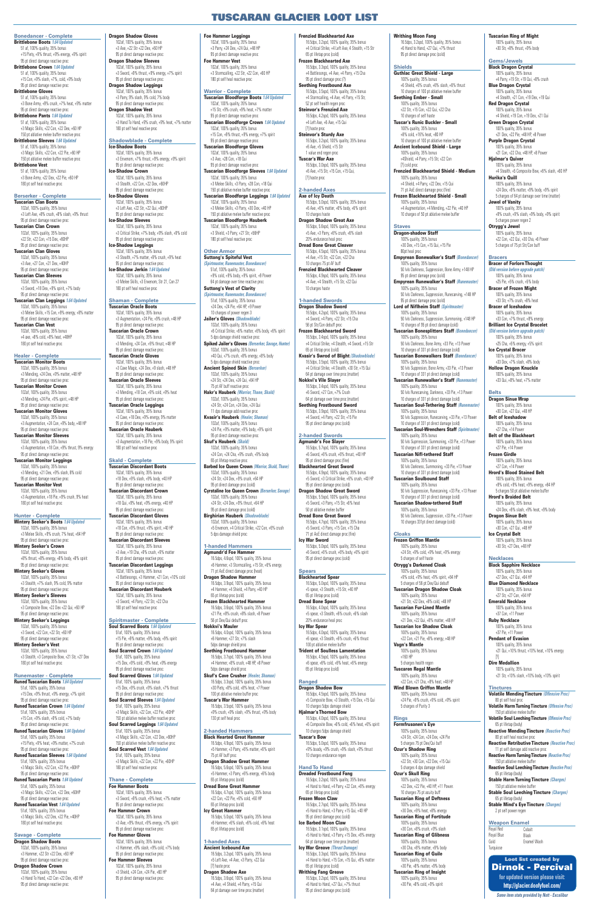# TUSCARAN GLACIER LOOT LIST

## Bonedancer - Complete

**Brittlebone Boots** *1.64 Updated*
51 af, 100% quality, 35% bonus
+15 Piety, +9% thrust, +9% energy, +9% spirit
95 pt direct damage reactive proc

**Brittlebone Crown** *1.64 Updated*
51 af, 100% quality, 35% bonus
+15 Con, +9% slash, +7%, cold, +9% body
95 pt direct damage reactive proc

**Brittlebone Gloves**
51 af, 100% quality, 35% bonus
+3 Bone Army, +8% crush, +7% heat, +9% matter
95 pt direct damage reactive proc

**Brittlebone Pants** *1.64 Updated*
51 af, 100% quality, 35% bonus
+3 Magic Skills, +22 Con, +22 Dex, +60 HP
150 pt ablative melee buffer reactive proc

**Brittlebone Sleeves** *1.64 Updated*
51 af, 100% quality, 35% bonus
+3 Magic Skills, +22 Con, +22 Pie, +60 HP
150 pt ablative melee buffer reactive proc

**Brittlebone Vest**
51 af, 100% quality, 35% bonus
+3 Bone Army, +22 Dex, +22 Pie, +60 HP
180 pt self heal reactive proc

## Berserker - Complete

**Tuscarian Clan Boots**
102af, 100% quality, 35% bonus
+3 Left Axe, +8% crush, +8% slash, +9% thrust
95 pt direct damage reactive proc

**Tuscarian Clan Crown**
102af, 100% quality, 35% bonus
+22 Str, +22 Con, +15 Dex, +60HP
95 pt direct damage reactive proc

**Tuscarian Clan Gloves**
102af, 100% quality, 35% bonus
+3 Axe, +27 Con, +27 Dex, +40HP
95 pt direct damage reactive proc

**Tuscarian Clan Sleeves**
102af, 100% quality, 35% bonus
+3 Sword, +18 Dex, +8% spirit, +7% body
95 pt direct damage reactive proc

**Tuscarian Clan Leggings** *1.64 Updated*
102af, 100% quality, 35% bonus
+3 Melee Skills, +15 Con, +8% energy, +8% matter
95 pt direct damage reactive proc

**Tuscarian Clan Vest**
102af, 100% quality, 35% bonus
+4 axe, +8% cold, +8% heat, +48HP
180 pt self heal reactive proc

## Healer - Complete

**Tuscarian Monitor Boots**
102af, 100% quality, 35% bonus
+3 Mending, +24 Con, +8% matter, +48 HP
95 pt direct damage reactive proc

**Tuscarian Monitor Crown**
102af, 100% quality, 35% bonus
+3 Mending, +24 Pie, +9% spirit, +48 HP
95 pt direct damage reactive proc

**Tuscarian Monitor Gloves**
102af, 100% quality, 35% bonus
+3 Augmentation, +24 Con, +9% body, +48 HP
95 pt direct damage reactive proc

**Tuscarian Monitor Sleeves**
102af, 100% quality, 35% bonus
+3 Augmentation, +18 Con, +9% thrust, 9% energy
95 pt direct damage reactive proc

**Tuscarian Monitor Leggings**
102af, 100% quality, 35% bonus
+3 Mending, +21 Dex, +9% slash, 8% cold
95 pt direct damage reactive proc

**Tuscarian Monitor Vest**
102af, 100% quality, 35% bonus
+3 Augmentation, +18 Pie, +8% crush, 9% heat
180 pt self heal reactive proc

## Hunter - Complete

**Wintery Seeker's Boots** *1.64 Updated*
102af, 100% quality, 35% bonus
+3 Melee Skills, +8% crush, 7% heat, +64 HP
95 pt direct damage reactive proc

**Wintery Seeker's Crown**
102af, 100% quality, 35% bonus
+8% thrust, +8% energy, +8% body, +8% spirit
95 pt direct damage reactive proc

**Wintery Seeker's Gloves**
102af, 100% quality, 35% bonus
+3 Stealth, +7% slash, 9% cold, 9% matter
95 pt direct damage reactive proc

**Wintery Seeker's Sleeves**
102af, 100% quality, 35% bonus
+3 Composite Bow, +22 Dex +22 Qui, +60 HP
95 pt direct damage reactive proc

**Wintery Seeker's Leggings**
102af, 100% quality, 35% bonus
+3 Sword, +22 Con +22 Str, +60 HP
95 pt direct damage reactive proc

**Wintery Seeker's Vest**
102af, 100% quality, 35% bonus
+3 Stealth, +3 Composite Bow, +21 Str, +27 Dex
180 pt self heal reactive proc

## Runemaster - Complete

**Runed Tuscarian Boots** *1.64 Updated*
51af, 100% quality, 35% bonus
+15 Dex, +9% thrust, +9% energy, +7% spirit
95 pt direct damage reactive proc

**Runed Tuscarian Crown** *1.64 Updated*
51af, 100% quality, 35% bonus
+15 Con, +9% slash, +8% cold, +7% body
95 pt direct damage reactive proc

**Runed Tuscarian Gloves** *1.64 Updated*
51af, 100% quality, 35% bonus
+15 Piety, +9% heat, +9% matter, +7% crush
95 pt direct damage reactive proc

**Runed Tuscarian Sleeves** *1.64 Updated*
51af, 100% quality, 35% bonus
+3 Magic Skills, +22 Con, +22 Pie, +60HP
95 pt direct damage reactive proc

**Runed Tuscarian Pants** *1.64 Updated*
51af, 100% quality, 35% bonus
+3 Magic Skills, +22 Con, +22 Dex, +60HP
95 pt direct damage reactive proc

**Runed Tuscarian Vest** *1.64 Updated*
51af, 100% quality, 35% bonus
+3 Magic Skills, +22 Dex, +22 Pie, +40HP
180 pt self heal reactive proc

## Savage - Complete

**Dragon Shadow Boots**
102af, 100% quality, 35% bonus
+3 Hammer, +22 Str +22 Dex, +60 HP
95 pt direct damage reactive proc

**Dragon Shadow Crown**
102af, 100% quality, 35% bonus
+3 Hand To Hand, +22 Con +22 Dex, +60 HP
95 pt direct damage reactive proc

**Dragon Shadow Gloves**
102af, 100% quality, 35% bonus
+3 Axe, +22 Str +22 Dex, +60 HP
95 pt direct damage reactive proc

**Dragon Shadow Sleeves**
102af, 100% quality, 35% bonus
+3 Sword, +8% thrust, +8% energy, +7% spirit
95 pt direct damage reactive proc

**Dragon Shadow Leggings**
102af, 100% quality, 35% bonus
+3 Parry, 9% slash, 9% cold, 7% body
95 pt direct damage reactive proc

**Dragon Shadow Vest**
102af, 100% quality, 35% bonus
+3 Hand To Hand, +9% crush, +9% heat, +7% matter
180 pt self heal reactive proc

## Shadowblade - Complete

**Ice-Shadow Boots**
102af, 100% quality, 35% bonus
+3 Envenom, +7% thrust, +8% energy, +9% spirit
95 pt direct damage reactive proc

**Ice-Shadow Crown**
102af, 100% quality, 35% bonus
+3 Stealth, +22 Con, +22 Dex, +60HP
95 pt direct damage reactive proc

**Ice-Shadow Gloves**
102af, 100% quality, 35% bonus
+3 Left Axe, +22 Str, +22 Qui, +60HP
95 pt direct damage reactive proc

**Ice-Shadow Sleeves**
102af, 100% quality, 35% bonus
+3 Critical Strike, +7% body, +9% slash, +9% cold
95 pt direct damage reactive proc

**Ice-Shadow Leggings**
102af, 100% quality, 35% bonus
+3 Stealth, +7% matter, +8% crush, +9% heat
95 pt direct damage reactive proc

**Ice-Shadow Jerkin** *1.64 Updated*
102af, 100% quality, 35% bonus
+3 Melee Skills, +3 Envenom, Str 21, Con 27
180 pt self heal reactive proc

## Shaman - Complete

**Tuscarian Oracle Boots**
102af, 100% quality, 35% bonus
+3 Augmentation, +24 Pie, +9% crush, +48 HP
95 pt direct damage reactive proc

**Tuscarian Oracle Crown**
102af, 100% quality, 35% bonus
+3 Mending, +24 Con, +9% thrust, +48 HP
95 pt direct damage reactive proc

**Tuscarian Oracle Gloves**
102af, 100% quality, 35% bonus
+3 Cave Magic, +24 Dex, +9 slash, +48 HP
95 pt direct damage reactive proc

**Tuscarian Oracle Sleeves**
102af, 100% quality, 35% bonus
+3 Mending, +18 Con, +9% cold, +9% heat
95 pt direct damage reactive proc

**Tuscarian Oracle Leggings**
102af, 100% quality, 35% bonus
+3 Cave, +18 Dex, +9% energy, 9% matter
95 pt direct damage reactive proc

**Tuscarian Oracle Hauberk**
102af, 100% quality, 35% bonus
+3 Augmentation, +18 Pie, +9% body, 9% spirit
180 pt self heal reactive proc

## Skald - Complete

**Tuscarian Discordant Boots**
102af, 100% quality, 35% bonus
+18 Dex, +9% slash, +9% body, +40 HP
95 pt direct damage reactive proc

**Tuscarian Discordant Crown**
102af, 100% quality, 35% bonus
+18 Qui, +8% heat, +9% energy, +40 HP
95 pt direct damage reactive proc

**Tuscarian Discordant Gloves**
102af, 100% quality, 35% bonus
+18 Con, +9% thrust, +9% spirit, +40 HP
95 pt direct damage reactive proc

**Tuscarian Discordant Sleeves**
102af, 100% quality, 35% bonus
+3 Axe, +19 Cha, +8% crush, +9% matter
95 pt direct damage reactive proc

**Tuscarian Discordant Leggings**
102af, 100% quality, 35% bonus
+3 Battlesongs, +3 Hammer, +21 Con, +10% cold
95 pt direct damage reactive proc

**Tuscarian Discordant Hauberk**
102af, 100% quality, 35% bonus
+3 Sword, +4 Parry, +22 Str, +22 Cha
180 pt self heal reactive proc

## Spiritmaster - Complete

**Soul Scarred Boots** *1.64 Updated*
51af, 100% quality, 35% bonus
+15 Pie, +9% matter, +8% body, +9% spirit
95 pt direct damage reactive proc

**Soul Scarred Crown** *1.64 Updated*
51af, 100% quality, 35% bonus
+15 Con, +9% cold, +9% heat, +9% energy
95 pt direct damage reactive proc

**Soul Scarred Gloves** *1.64 Updated*
51af, 100% quality, 35% bonus
+15 Dex, +9% crush, +9% slash, +7% thrust
95 pt direct damage reactive proc

**Soul Scarred Sleeves** *1.64 Updated*
51af, 100% quality, 35% bonus
+3 Magic Skills, +22 Con, +22 Pie, +60HP
150 pt ablative melee buffer reactive proc

**Soul Scarred Leggings** *1.64 Updated*
51af, 100% quality, 35% bonus
+3 Magic Skills, +22 Con, +22 Dex, +60HP
150 pt ablative melee buffer reactive proc

**Soul Scarred Vest** *1.64 Updated*
51af, 100% quality, 35% bonus
+3 Magic Skills, +22 Dex, +22 Pie, +60HP
180 pt self heal reactive proc

## Thane - Complete

**Foe Hammer Boots**
102af, 100% quality, 35% bonus
+3 Sword, +8% crush, +9% heat, +7% matter
95 pt direct damage reactive proc

**Foe Hammer Crown**
102af, 100% quality, 35% bonus
+3 Axe, +8% thrust, +8% energy, +7% spirit
95 pt direct damage reactive proc

**Foe Hammer Gloves**
102af, 100% quality, 35% bonus
+3 Hammer, +9% slash, +9% cold, +7% body
95 pt direct damage reactive proc

**Foe Hammer Sleeves**
102af, 100% quality, 35% bonus
+3 Shield, +24 Con, +24 Pie, +40 HP
95 pt direct damage reactive proc

**Foe Hammer Leggings**
102af, 100% quality, 35% bonus
+3 Parry, +24 Dex, +24 Qui, +48 HP
95 pt direct damage reactive proc

**Foe Hammer Vest**
102af, 100% quality, 35% bonus
+3 Stormcalling, +22 Str, +22 Con, +60 HP
180 pt self heal reactive proc

## Warrior - Complete

**Tuscarian Bloodforge Boots** *1.64 Updated*
102af, 100% quality, 35% bonus
+15 Str, +9% crush, +9% heat, +7% matter
95 pt direct damage reactive proc

**Tuscarian Bloodforge Crown** *1.64 Updated*
102af, 100% quality, 35% bonus
+15 Con, +9% thrust, +9% energy, +7% spirit
95 pt direct damage reactive proc

**Tuscarian Bloodforge Gloves**
102af, 100% quality, 35% bonus
+3 Axe, +28 Con, +18 Qui
95 pt direct damage reactive proc

**Tuscarian Bloodforge Sleeves** *1.64 Updated*
102af, 100% quality, 35% bonus
+3 Melee Skills, +3 Parry, +28 Con, +18 Qui
150 pt ablative melee buffer reactive proc

**Tuscarian Bloodforge Leggings** *1.64 Updated*
102af, 100% quality, 35% bonus
+3 Melee Skills, +3 Parry, +30 Dex, +40 HP
150 pt ablative melee buffer reactive proc

**Tuscarian Bloodforge Hauberk**
102af, 100% quality, 35% bonus
+3 Shield, +3 Parry, +27 Str, +59HP
180 pt self heal reactive proc

## Other Armor

**Suttong's Spiteful Vest**
*(Spiritmaster, Runemaster, Bonedancer)*
51af, 100% quality, 35% bonus
+8% cold, +9% body, +9% spirit, +8 Power
64 pt damage over time reactive proc

**Suttong's Vest of Clarity**
*(Spiritmaster, Runemaster, Bonedancer)*
51af, 100% quality, 35% bonus
+24 Dex, +24 Pie, +64 HP, +9 Power
10 charges of power regen 3

**Jailer's Gloves** *(Shadowblade)*
102af, 100% quality, 35% bonus
+6 Critical Strike, +8% matter, +8% body, +6% spirit
5 dps damage shield reactive proc

**Spiked Jailer's Gloves** *(Berserker, Savage, Hunter)*
102af, 100% quality, 35% bonus
+40 Qui, +7% crush, +8% energy, +8% body
5 dps damage shield reactive proc

**Ancient Spined Skin** *(Berserker)*
102af, 100% quality, 35% bonus
+24 Str, +24 Dex, +24 Qui, +64 HP
75 pt AF buff reactive proc

**Hakr's Hauberk** *(Warrior, Thane, Skald)*
102af, 100% quality, 35% bonus
+24 Str, +24 Con, +24 Dex, +24 Qui
11 dps damage add reactive proc

**Kvasir's Hauberk** *(Healer, Shaman)*
102af, 100% quality, 35% bonus
+24 Pie, +9% matter, +9% body, +9% spirit
95 pt direct damage reactive proc

**Skuf's Hauberk** *(Skald)*
102af, 100% quality, 35% bonus
+24 Con, +24 Cha, +9% crush, +9% body
65 pt lifetap reactive proc

**Barbed Ice Queen Crown** *(Warrior, Skald, Thane)*
102af, 100% quality, 35% bonus
+24 Str, +24 Dex, +8% crush, +64 HP
95 pt direct damage proc (cold)

**Cyrstaline Ice Queen Crown** *(Berserker, Savage)*
102af, 100% quality, 35% bonus
+24 Str, +24 Dex, +8% thrust, +64 HP
95 pt direct damage reactive proc

**Birghirian Hauberk** *(Shadowblade)*
102af, 100% quality, 35% bonus
+5 Envenom, +4 Critical Strike, +22 Con, +8% crush
5 dps damage shield proc

## 1-handed Hammers

**Agmundr'd Foe Hammer**
16.5dps, 4.0spd, 100% quality, 35% bonus
+6 Hammer, +3 Stormcalling, +15 Str, +8% energy
71 pt AoE direct damage proc (heat)

**Dragon Shadow Hammer**
16.5dps, 3.9spd, 100% quality, 35% bonus
+4 Hammer, +4 Shield, +4 Parry, +40 HP
65 pt lifetap proc (cold)

**Frozen Blackhearted Hammer**
16.5dps, 3.6spd, 100% quality, 35% bonus
+21 Pie, +8% crush, +8% slash, +8 Power
56 pt Dex/Qui debuff proc

**Nokkvi's Mauler**
16.5dps, 4.0spd, 100% quality, 35% bonus
+6 Hammer, +27 Str, +7% slash
5dps damage shield proc

**Seething Frostbound Hammer**
16.5dps, 3.7spd, 100% quality, 35% bonus
+4 Hammer, +8% cold, +48 HP, +8 Power
5dps damage shield proc

**Skuf's Cave Crusher** *(Healer, Shaman)*
16.5dps, 3.3spd, 100% quality, 35% bonus
+20 Piety, +8% cold, +8% heat, +7 Power
100 pt ablative melee buffer proc

**Tuscar's War Hammer**
16.5dps, 3.5spd, 100% quality, 35% bonus
+9% crush, +9% slash, +9% thrust, +9% body
130 pt self heal proc

## 2-handed Hammers

**Black Hearted Great Hammer**
16.5dps, 4.8spd, 100% quality, 35% bonus
+5 Hammer, +3 Parry, +6% matter, +6% spirit
75 pt AF buff proc

**Dragon Shadow Great Hammer**
16.5dps, 5.6spd, 100% quality, 35% bonus
+5 Hammer, +3 Parry, +6% energy, +6% body
65 pt lifetap proc (cold)

**Dread Bone Great Hammer**
16.5dps, 4.7spd, 100% quality, 35% bonus
+22 Con, +22 Pie, +6% cold, +50 HP
65 pt lifetap proc (cold)

**Icy Great Hammer**
16.5dps, 5.0spd, 100% quality, 35% bonus
+6 Hammer, +6% slash, +6% cold, +6% heat
65 pt lifetap proc (cold)

## 1-handed Axes

**Agmundr'd Icebound Axe**
16.5dps, 3.2spd, 100% quality, 35% bonus
+5 Left Axe, +4 Axe, +3 Parry, +22 Qui
[?] haste proc

**Dragon Shadow Axe**
16.5dps, 3.6spd, 100% quality, 35% bonus
+4 Axe, +4 Shield, +4 Parry, +15 Qui
64 pt damage over time proc (matter)

**Frenzied Blackhearted Axe**
16.5dps, 3.2spd, 100% quality, 35% bonus
+4 Critical Strike, +4 Left Axe, 4 Stealth, +15 Str
65 pt lifetap proc (cold)

**Frozen Blackhearted Axe**
16.5dps, 3.3spd, 100% quality, 35% bonus
+4 Battlesongs, +4 Axe, +4 Parry, +15 Cha
95 pt direct damage proc (?)

**Seething Frostbound Axe**
16.5dps, 3.5spd, 100% quality, 35% bonus
+4 Stormcalling, +4 Axe, +4 Parry, +15 Str,
52 pt self health regen proc

**Steinvor's Frenzied Axe**
16.5dps, 4.2spd, 100% quality, 35% bonus
+4 Left Axe, +6 Axe, +15 Qui
[?] haste proc

**Steinvor's Sturdy Axe**
16.5dps, 3.9spd, 100% quality, 35% bonus
+6 Axe, +5 Shield, +15 Str
1 value end regen proc

**Tuscar's War Axe**
16.5dps, 3.5spd, 100% quality, 35% bonus
+6 Axe, +15 Str, +15 Con, +15 Qui,
[?] haste proc

## 2-handed Axes

**Axe of Icy Death**
16.5dps, 5.0spd, 100% quality, 35% bonus
+6 Axe, +6% matter, +8% body, +6% spirit
10 charges haste

**Dragon Shadow Great Axe**
16.5dps, 5.6spd, 100% quality, 35% bonus
+5 Axe, +3 Parry, +6% crush, +6% slash
20% endurance heal proc

**Dread Bone Great Cleaver**
16.5dps, 4.5spd, 100% quality, 35% bonus
+4 Axe, +15 Str, +22 Con, +22 Cha
10 charges 75 pt AF buff

**Frenzied Blackhearted Cleaver**
16.5dps, 4.9spd, 100% quality, 35% bonus
+4 Axe, +4 Stealth, +15 Str, +22 Qui
10 charges haste

## 1-handed Swords

**Dragon Shadow Sword**
16.5dps, 4.2spd, 100% quality, 35% bonus
+4 Sword, +4 Parry, +22 Str, +15 Cha
56 pt Str/Con debuff proc

**Frozen Blackhearted Sword**
16.5dps, 3.4spd, 100% quality, 35% bonus
+4 Critical Strike, +4 Stealth, +4 Sword, +15 Str
65 pt lifetap proc (cold)

**Kvasir's Sword of Blight** *(Shadowblade)*
16.5dps, 3.5spd, 100% quality, 35% bonus
+4 Critical Strike, +4 Stealth, +30 Str, +15 Qui
64 pt damage over time proc (matter)

**Nokkvi's Vile Slayer**
16.5dps, 4.3spd, 100% quality, 35% bonus
+6 Sword, +27 Con, +7% Crush
64 pt damage over time proc (matter)

**Seething Frostbound Sword**
16.5dps, 3.9spd, 100% quality, 35% bonus
+4 Sword, +4 Parry, +22 Str, +15 Pie
95 pt direct damage proc (cold)

## 2-handed Swords

**Agmundr's Foe Slayer**
16.5dps, 5.7spd, 100% quality, 35% bonus
+6 Sword, +6% crush, +6% thrust, +40 HP
95 pt direct damage proc (fire)

**Blackhearted Great Sword**
16.5dps, 4.9spd, 100% quality, 35% bonus
+5 Sword, +3 Critical Strike, +6% crush, +40 HP
95 pt direct damage proc (cold)

**Dragon Shadow Great Sword**
16.5dps, 5.5spd, 100% quality, 35% bonus
+5 Sword, +3 Parry, +15 Str, +6% heat
50 pt ablative melee buffer

**Dread Bone Great Sword**
16.5dps, 4.7spd, 100% quality, 35% bonus
+5 Sword, +3 Parry, +15 Con, +15 Cha
71 pt AoE direct damage proc (fire)

**Icy War Sword**
16.5dps, 5.0spd, 100% quality, 35% bonus
+6 Sword, +6% crush, +6% body, +6% spirit
95 pt direct damage proc (cold)

## Spears

**Blackhearted Spear**
16.5dps, 5.0spd, 100% quality, 35% bonus
+5 spear, +3 Stealth, +15 Str, +40 HP
65 pt lifetap proc (cold)

**Dread Bone Spear**
16.5dps, 4.0spd, 100% quality, 35% bonus
+5 spear, +3 Stealth, +6% crush, +6% slash
20% endurance heal proc

**Icy War Spear**
16.5dps, 4.0spd, 100% quality, 35% bonus
+6 spear, +3 Stealth, +6% crush, +6% thrust
100 pt ablative melee buffer

**Trident of Soulless Lamentation**
16.5dps, 4.5spd, 100% quality, 35% bonus
+6 spear, +6% cold, +6% heat, +6% energy
65 pt lifetap proc (cold)

## Ranged

**Dragon Shadow Bow**
16.5dps, 4.5spd, 100% quality, 35% bonus
+5 Composite Bow, +3 Stealth, +15 Dex, +15 Qui
10 charges 5dps damage shield

**Hjalmar's Thorned Bow**
16.5dps, 4.0spd, 100% quality, 35% bonus
+6 Composite Bow, +6% cold, +6% heat, +6% spirit
10 charges 5dps damage shield

**Tuscar's Bow**
16.5dps, 5.5spd, 100% quality, 35% bonus
+9% body, +9% crush, +9% slash, +9% thrust
10 charges endurance regen

## Hand To Hand

**Dreaded Frostbound Fang**
16.5dps, 3.2spd, 100% quality, 35% bonus
+4 Hand to Hand, +4 Parry, +22 Con, +6% energy
65 pt lifetap proc (cold)

**Frozen Moon Claw**
16.5dps, 2.7spd, 100% quality, 35% bonus
+5 Hand to Hand, +3 Parry, +15 Qui, +40 HP
95 pt direct damage proc (cold)

**Ice Barbed Moon Claw**
16.5dps, 3.1spd, 100% quality, 35% bonus
+5 Hand to Hand, +3 Parry, +15 Dex, +6% energy
64 pt damage over time proc (matter)

**Icy War Greave** *(Thrust Damage)*
16.5dps, 3.9spd, 100% quality, 35% bonus
+4 Hand to Hand, +15 Con, +15 Qui, +6% matter
65 pt lifetap proc (cold)

**Writhing Fang Greave**
16.5dps, 3.2spd, 100% quality, 35% bonus
+6 Hand to Hand, +27 Qui, +7% thrust
95 pt direct damage proc (cold)

**Writhing Moon Fang**
16.5dps, 3.2spd, 100% quality, 35% bonus
+6 Hand to Hand, +27 Qui, +7% thrust
95 pt direct damage proc (cold)

## Shields

**Guthlac Great Shield - Large**
100% quality, 35% bonus
+6 Shield, +8% crush, +8% slash, +8% thrust
10 charges of 100 pt ablative melee buffer

**Seething Ember - Small**
100% quality, 35% bonus
+22 Str, +15 Con, +22 Qui, +22 Cha
10 charges of self haste

**Tuscar's Runic Buckler - Small**
100% quality, 35% bonus
+8% cold, +18% heat, +80 HP
10 charges of 100 pt ablative melee buffer

**Ancient Icebound Shield - Large**
100% quality, 35% bonus
+4Shield, +4 Parry, +15 Str, +22 Con
[?] cold proc

**Frenzied Blackhearted Shield - Medium**
100% quality, 35% bonus
+4 Shield, +4 Parry, +22 Dex, +15 Qui
71 pt AoE direct damage proc (fire)

**Frozen Blackhearted Shield - Small**
100% quality, 35% bonus
+4 Augmentation, +4 Mending, +22 Pie, +40 HP
10 charges of 50 pt ablative melee buffer

## Staves

**Dragon-shadow Staff**
100% quality, 35% bonus
+30 Dex, +15 Con, +15 Qui, +15 Pie
80pt heal proc

**Empyrean Bonewalker's Staff** *(Bonedancer)*
100% quality, 35% bonus
50 lvls Darkness, Suppression, Bone Army, +148 HP
95 pt direct damage proc (cold)

**Empyrean Runewalker's Staff** *(Runemaster)*
100% quality, 35% bonus
50 lvls Darkness, Suppression, Runecarving, +148 HP
95 pt direct damage proc (cold)

**Lord of Niflheim Staff** *(Spiritmaster)*
100% quality, 35% bonus
50 lvls Darkness, Suppression, Summoning, +148 HP
10 charges of 95 pt direct damage (cold)

**Tuscarian Bonesplitters Staff** *(Bonedancer)*
100% quality, 35% bonus
50 lvls Darkness, Bone Army, +33 Pie, +13 Power
10 charges of 331 pt direct damage (cold)

**Tuscarian Bonewalkers Staff** *(Bonedancer)*
100% quality, 35% bonus
50 lvls Suppression, Bone Army, +33 Pie, +13 Power
10 charges of 331 pt direct damage (cold)

**Tuscarian Runewalker's Staff** *(Runemaster)*
100% quality, 35% bonus
50 lvls Runecarving, Darkness, +33 Pie, +13 Power
10 charges of 331 pt direct damage (cold)

**Tuscarian Soul-Tethering Staff** *(Runemaster)*
100% quality, 35% bonus
50 lvls Suppression, Runecarving, +33 Pie, +13 Power
10 charges of 331 pt direct damage (cold)

**Tuscarian Soul-Wrenchers Staff** *(Spiritmaster)*
100% quality, 35% bonus
50 lvls Suppression, Summoning, +33 Pie, +13 Power
10 charges of 331 pt direct damage (cold)

**Tuscarian Nifl-tethered Staff**
100% quality, 35% bonus
50 lvls Darkness, Summoning, +33 Pie, +13 Power
10 charges of 331 pt direct damage (cold)

**Tuscarian Soulbound Staff**
100% quality, 35% bonus
50 lvls Suppression, Runecarving, +33 Pie, +13 Power
10 charges of 331 pt direct damage (cold)

**Tuscarian Shadow-tethered Staff**
100% quality, 35% bonus
50 lvls Darkness, Suppression, +33 Pie, +13 Power
10 charges 331pt direct damage (cold)

## Cloaks

**Frozen Griffon Mantle**
100% quality, 35% bonus
+24 Str, +9% cold, +9% heat, +9% energy
5 charges of self haste

**Otrygg's Darkened Cloak**
100% quality, 35% bonus
+9% cold, +9% heat, +9% spirit, +64 HP
5 charges of 56 pt Dex/Qui debuff

**Tuscarian Dragon Shadow Cloak**
100% quality, 35% bonus
+21 Str, +22 Dex, +8% cold, +48 HP

**Tuscarian Fur-Lined Mantle**
100% quality, 35% bonus
+21 Dex, +22 Qui, +8% matter, +48 HP

**Tuscarian Ice Shadow Cloak**
100% quality, 35% bonus
+22 Con, +21 Pie, +8% energy, +48 HP

**Vagn's Mantle**
100% quality, 35% bonus
+160 HP
5 charges health regen

**Tuscaren Regal Mantle**
100% quality, 35% bonus
+22 Con, +21 Cha, +8% heat, +48 HP

**Wind Blown Griffon Mantle**
100% quality, 35% bonus
+24 Pie, +9% crush, +9% cold, +9% spirit
5 charges of Purity 3

## Rings

**Formfrusonen's Eye**
100% quality, 35% bonus
+24 Str, +24 Con, +24 Dex, +24 Pie
5 charges 75 pt Dex/Qui buff

**Ozur's Shadow Ring**
100% quality, 35% bonus
+22 Str, +30 Con, +22 Dex, +15 Qui
5 charges 4 dps damage shield

**Ozur's Skull Ring**
100% quality, 35% bonus
+22 Dex, +22 Pie, +40 HP, +11 Power
10 charges 75 pt acuity buff

**Tuscarian Ring of Deftness**
100% quality, 35% bonus
+30 Dex, +9% heat, +8% energy

**Tuscarian Ring of Fortitude**
100% quality, 35% bonus
+30 Con, +8% crush, +9% slash

**Tuscarian Ring of Glibness**
100% quality, 35% bonus
+30 Cha, +8% matter, +8% body

**Tuscarian Ring of Guile**
100% quality, 35% bonus
+30 Pie, +8% matter, +9% body

**Tuscarian Ring of Insight**
100% quality, 35% bonus
+30 Pie, +8% cold, +9% spirit

**Tuscarian Ring of Might**
100% quality, 35% bonus
+30 Str, +8% thrust, +9% body

## Gems/Jewels

**Black Dragon Crystal**
100% quality, 35% bonus
+4 Parry, +19 Str, +19 Qui, +8% crush

**Blue Dragon Crystal**
100% quality, 35% bonus
+4 Stealth, +21 Con, +19 Dex, +19 Qui

**Red Dragon Crystal**
100% quality, 35% bonus
+4 Shield, +19 Con, +19 Dex, +21 Qui

**Green Dragon Crystal**
100% quality, 35% bonus
+21 Dex, +22 Pie, +48 HP, +8 Power

**Purple Dragon Crystal**
100% quality, 35% bonus
+21 Con, +22 Pie, +48 HP, +8 Power

**Hjalmar's Quiver**
100% quality, 35% bonus
+4 Stealth, +5 Composite Bow, +6% slash, +60 HP

**Hurika's Quill**
100% quality, 35% bonus
+24 Dex, +8% matter, +8% body, +9% spirit
5 charges of 64 pt damage over time (matter)

**Jewel of Vanity**
100% quality, 35% bonus
+8% crush, +9% slash, +9% body, +9% spirit
5 charges power regen 2

**Otrygg's Jewel**
100% quality, 35% bonus
+22 Con, +22 Qui, +30 Cha, +6 Power
5 charges of 75 pt Str/Con buff

## Bracers

**Bracer of Forlorn Thought**
*(Old version before upgrade patch)*
100% quality, 35% bonus
+25 Pie, +5% crush, +5% body

**Bracer of Frozen Might**
100% quality, 35% bonus
+33 Str, +7% crush, +8% heat

**Bracer of Iceshadow**
100% quality, 35% bonus
+33 Con, +7% thrust, +8% energy

**Brilliant Ice Crystal Bracelet**
*(Old version before upgrade patch)*
100% quality, 35% bonus
+25 Cha, +5% energy, +5% spirit

**Ice Crystal Bracer**
100% quality, 35% bonus
+33 Dex, +7% slash, +8% cold

**Hollow Dragon Knuckle**
100% quality, 35% bonus
+33 Qui, +8% heat, +7% matter

## Belts

**Dragon Sinue Wrap**
100% quality, 35% bonus
+30 Con, +27 Qui, +48 HP

**Belt of Iceshadow**
100% quality, 35% bonus
+27 Cha, +14 Power

**Belt of the Blackheart**
100% quality, 35% bonus
+27 Pie, +14 Power

**Frozen Girdle**
100% quality, 35% bonus
+27 Con, +14 Power

**Hrord's Blood Stained Belt**
100% quality, 35% bonus
+9% cold, +9% heat, +9% energy, +64 HP
5 charges 50 pt ablative melee buffer

**Hrord's Braided Belt**
100% quality, 35% bonus
+24 Dex, +8% crush, +9% heat, +9% body

**Dragon Sinue Belt**
100% quality, 35% bonus
+30 Con, +27 Qui, +48 HP

**Ice Crystal Belt**
100% quality, 35% bonus
+30 Str, +27 Dex, +48 HP

## Necklaces

**Black Sapphire Necklace**
100% quality, 35% bonus
+27 Dex, +27 Qui, +64 HP

**Blue Diamond Necklace**
100% quality, 35% bonus
+27 Str, +27 Con, +64 HP

**Emerald Necklace**
100% quality, 35% bonus
+37 Con, +11 Power

**Ruby Necklace**
100% quality, 35% bonus
+37 Pie, +11 Power

**Pendant of Evasion**
100% quality, 35% bonus
+21 Qui, +10% thrust, +10% heat, +10% energy
[?]

**Dire Medallion**
100% quality, 35% bonus
+21 Str, +10% slash, +10% body, +10% spirit

## Tinctures

**Volatile Mending Tincture** *(Offensive Proc)*
80 pt self heal proc

**Volatile Harm Turning Tincture** *(Offensive Proc)*
150 pt ablative melee buffer

**Volatile Soul Leeching Tincture** *(Offensive Proc)*
65 pt lifetap (body)

**Reactive Mending Tincture** *(Reactive Proc)*
80 pt self heal proc

**Reactive Retributive Tincture** *(Reactive Proc)*
11 pt self damage add reactive proc

**Reactive Harm Turning Tincture** *(Reactive Proc)*
150 pt ablative melee buffer

**Reactive Soul Leeching Tincture** *(Reactive Proc)*
65 pt lifetap (body)

**Stable Harm Turning Tincture** *(Charges)*
150 pt ablative melee buffer

**Stable Soul Leeching Tincture** *(Charges)*
65 pt lifetap (body)

**Stable Mind's Eye Tincture** *(Charges)*
2 pt self power regen

## Weapon Enamel

| | |
|---|---|
| Royal Red | Cobalt |
| Royal Blue | Black |
| Gold | Enamel Wash |
| Turquoise | |

Loot list created by
**Dirnok - Percival**
for updated version please visit:
http://glacier.doofyfuel.com/
*Some item stats provided by Nott - Excalibur*